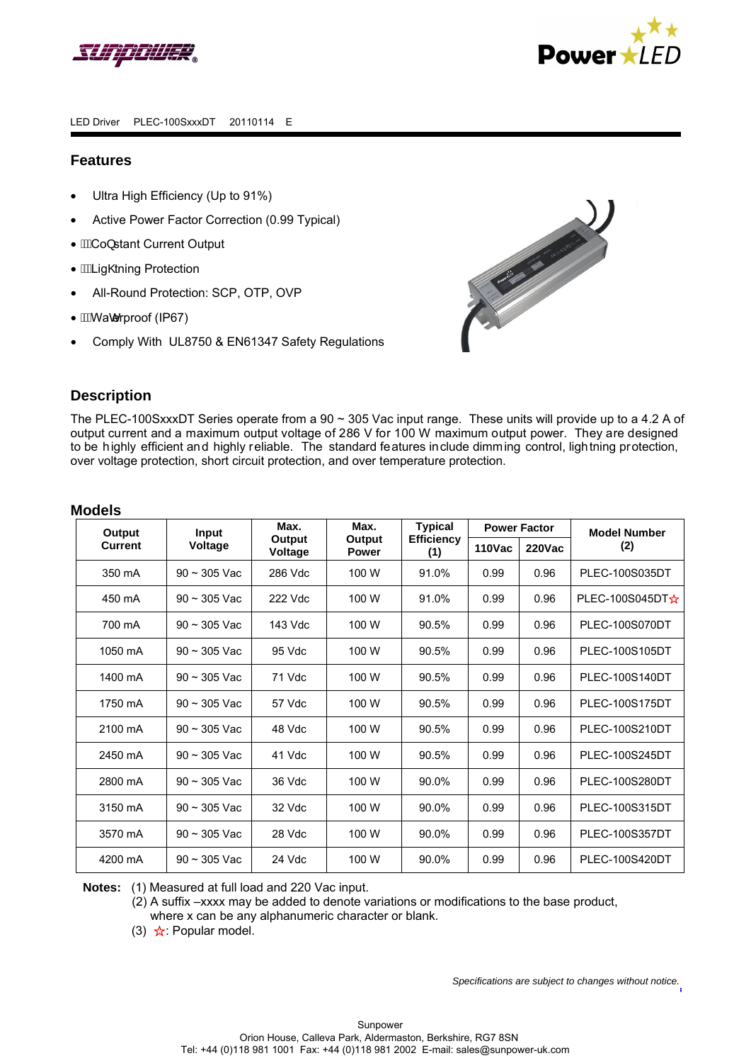LED Driver PLEC-100SxxxDT 20110114 E

## Features

- Ultra High Efficiency (Up to 91%)
- Active Power Factor Correction (0.99 Typical)
- Constant Current Output
- Lightning Protection
- All-Round Protection: SCP, OTP, OVP
- Waterproof (IP67)
- Comply With UL8750 & EN61347 Safety Regulations

## Description

The PLEC-100SxxxDT Series operate from a 90 ~ 305 Vac input range. These units will provide up to a 4.2 A of output current and a maximum output voltage of 286 V for 100 W maximum output power. They are designed to be highly efficient and highly reliable. The standard features include dimming control, lightning protection, over voltage protection, short circuit protection, and over temperature protection.

## Models

| Output Current | Input Voltage | Max. Output Voltage | Max. Output Power | Typical Efficiency (1) | Power Factor | | Model Number (2) |
|---|---|---|---|---|---|---|---|
| | | | | | 110Vac | 220Vac | |
| 350 mA | 90 ~ 305 Vac | 286 Vdc | 100 W | 91.0% | 0.99 | 0.96 | PLEC-100S035DT |
| 450 mA | 90 ~ 305 Vac | 222 Vdc | 100 W | 91.0% | 0.99 | 0.96 | PLEC-100S045DT☆ |
| 700 mA | 90 ~ 305 Vac | 143 Vdc | 100 W | 90.5% | 0.99 | 0.96 | PLEC-100S070DT |
| 1050 mA | 90 ~ 305 Vac | 95 Vdc | 100 W | 90.5% | 0.99 | 0.96 | PLEC-100S105DT |
| 1400 mA | 90 ~ 305 Vac | 71 Vdc | 100 W | 90.5% | 0.99 | 0.96 | PLEC-100S140DT |
| 1750 mA | 90 ~ 305 Vac | 57 Vdc | 100 W | 90.5% | 0.99 | 0.96 | PLEC-100S175DT |
| 2100 mA | 90 ~ 305 Vac | 48 Vdc | 100 W | 90.5% | 0.99 | 0.96 | PLEC-100S210DT |
| 2450 mA | 90 ~ 305 Vac | 41 Vdc | 100 W | 90.5% | 0.99 | 0.96 | PLEC-100S245DT |
| 2800 mA | 90 ~ 305 Vac | 36 Vdc | 100 W | 90.0% | 0.99 | 0.96 | PLEC-100S280DT |
| 3150 mA | 90 ~ 305 Vac | 32 Vdc | 100 W | 90.0% | 0.99 | 0.96 | PLEC-100S315DT |
| 3570 mA | 90 ~ 305 Vac | 28 Vdc | 100 W | 90.0% | 0.99 | 0.96 | PLEC-100S357DT |
| 4200 mA | 90 ~ 305 Vac | 24 Vdc | 100 W | 90.0% | 0.99 | 0.96 | PLEC-100S420DT |

**Notes:** (1) Measured at full load and 220 Vac input.
(2) A suffix –xxxx may be added to denote variations or modifications to the base product, where x can be any alphanumeric character or blank.
(3) ☆: Popular model.

*Specifications are subject to changes without notice.*

Sunpower
Orion House, Calleva Park, Aldermaston, Berkshire, RG7 8SN
Tel: +44 (0)118 981 1001 Fax: +44 (0)118 981 2002 E-mail: sales@sunpower-uk.com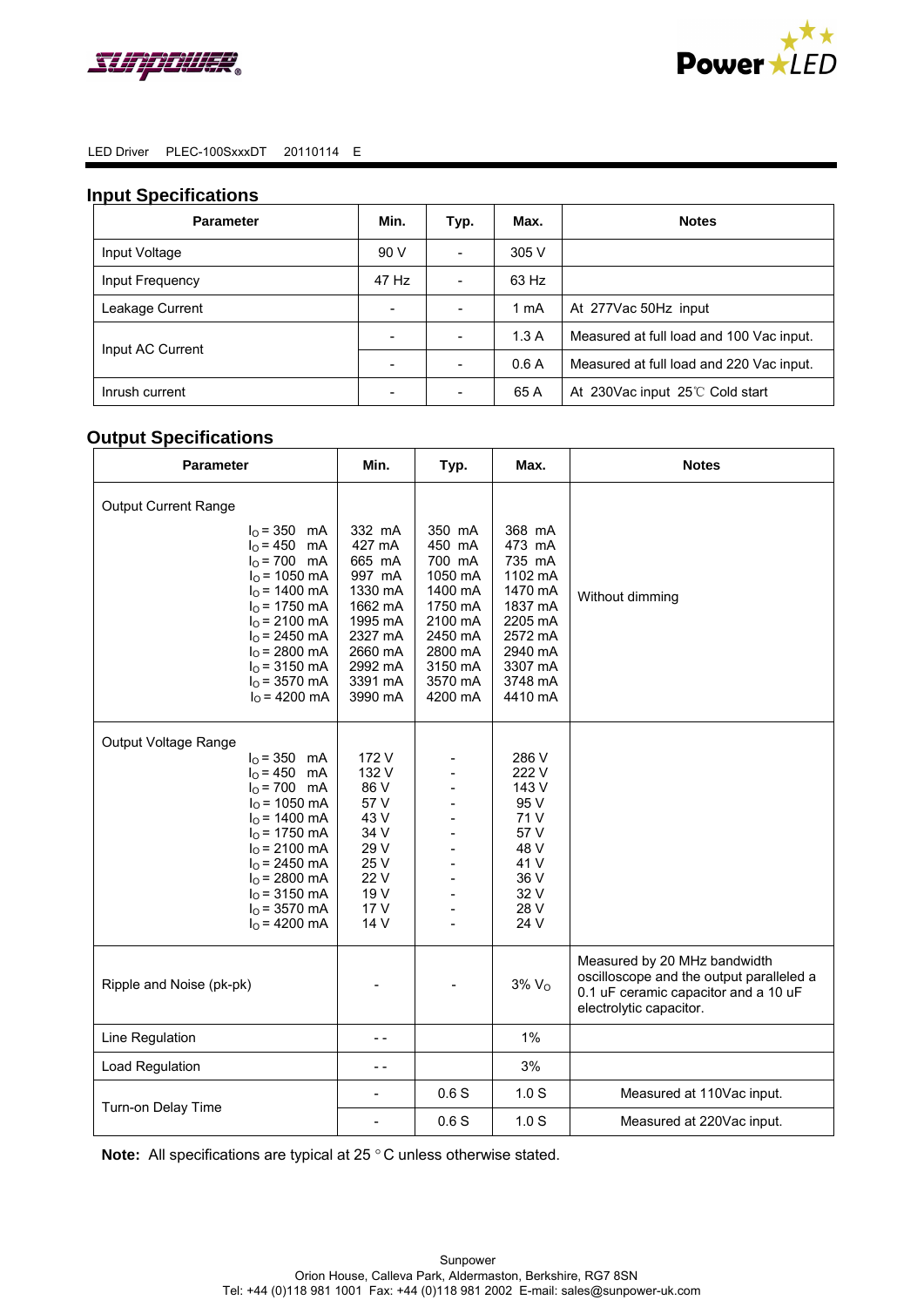LED Driver PLEC-100SxxxDT 20110114 E

## Input Specifications

| Parameter | Min. | Typ. | Max. | Notes |
|---|---|---|---|---|
| Input Voltage | 90 V | - | 305 V | |
| Input Frequency | 47 Hz | - | 63 Hz | |
| Leakage Current | - | - | 1 mA | At 277Vac 50Hz input |
| Input AC Current | - | - | 1.3 A | Measured at full load and 100 Vac input. |
| | - | - | 0.6 A | Measured at full load and 220 Vac input. |
| Inrush current | - | - | 65 A | At 230Vac input 25℃ Cold start |

## Output Specifications

| Parameter | Min. | Typ. | Max. | Notes |
|---|---|---|---|---|
| Output Current Range | | | | Without dimming |
| $I_O$ = 350 mA | 332 mA | 350 mA | 368 mA | |
| $I_O$ = 450 mA | 427 mA | 450 mA | 473 mA | |
| $I_O$ = 700 mA | 665 mA | 700 mA | 735 mA | |
| $I_O$ = 1050 mA | 997 mA | 1050 mA | 1102 mA | |
| $I_O$ = 1400 mA | 1330 mA | 1400 mA | 1470 mA | |
| $I_O$ = 1750 mA | 1662 mA | 1750 mA | 1837 mA | |
| $I_O$ = 2100 mA | 1995 mA | 2100 mA | 2205 mA | |
| $I_O$ = 2450 mA | 2327 mA | 2450 mA | 2572 mA | |
| $I_O$ = 2800 mA | 2660 mA | 2800 mA | 2940 mA | |
| $I_O$ = 3150 mA | 2992 mA | 3150 mA | 3307 mA | |
| $I_O$ = 3570 mA | 3391 mA | 3570 mA | 3748 mA | |
| $I_O$ = 4200 mA | 3990 mA | 4200 mA | 4410 mA | |
| Output Voltage Range | | | | |
| $I_O$ = 350 mA | 172 V | - | 286 V | |
| $I_O$ = 450 mA | 132 V | - | 222 V | |
| $I_O$ = 700 mA | 86 V | - | 143 V | |
| $I_O$ = 1050 mA | 57 V | - | 95 V | |
| $I_O$ = 1400 mA | 43 V | - | 71 V | |
| $I_O$ = 1750 mA | 34 V | - | 57 V | |
| $I_O$ = 2100 mA | 29 V | - | 48 V | |
| $I_O$ = 2450 mA | 25 V | - | 41 V | |
| $I_O$ = 2800 mA | 22 V | - | 36 V | |
| $I_O$ = 3150 mA | 19 V | - | 32 V | |
| $I_O$ = 3570 mA | 17 V | - | 28 V | |
| $I_O$ = 4200 mA | 14 V | - | 24 V | |
| Ripple and Noise (pk-pk) | - | - | 3% $V_O$ | Measured by 20 MHz bandwidth oscilloscope and the output paralleled a 0.1 uF ceramic capacitor and a 10 uF electrolytic capacitor. |
| Line Regulation | - - | | 1% | |
| Load Regulation | - - | | 3% | |
| Turn-on Delay Time | - | 0.6 S | 1.0 S | Measured at 110Vac input. |
| | - | 0.6 S | 1.0 S | Measured at 220Vac input. |

**Note:** All specifications are typical at 25 °C unless otherwise stated.

Sunpower
Orion House, Calleva Park, Aldermaston, Berkshire, RG7 8SN
Tel: +44 (0)118 981 1001 Fax: +44 (0)118 981 2002 E-mail: sales@sunpower-uk.com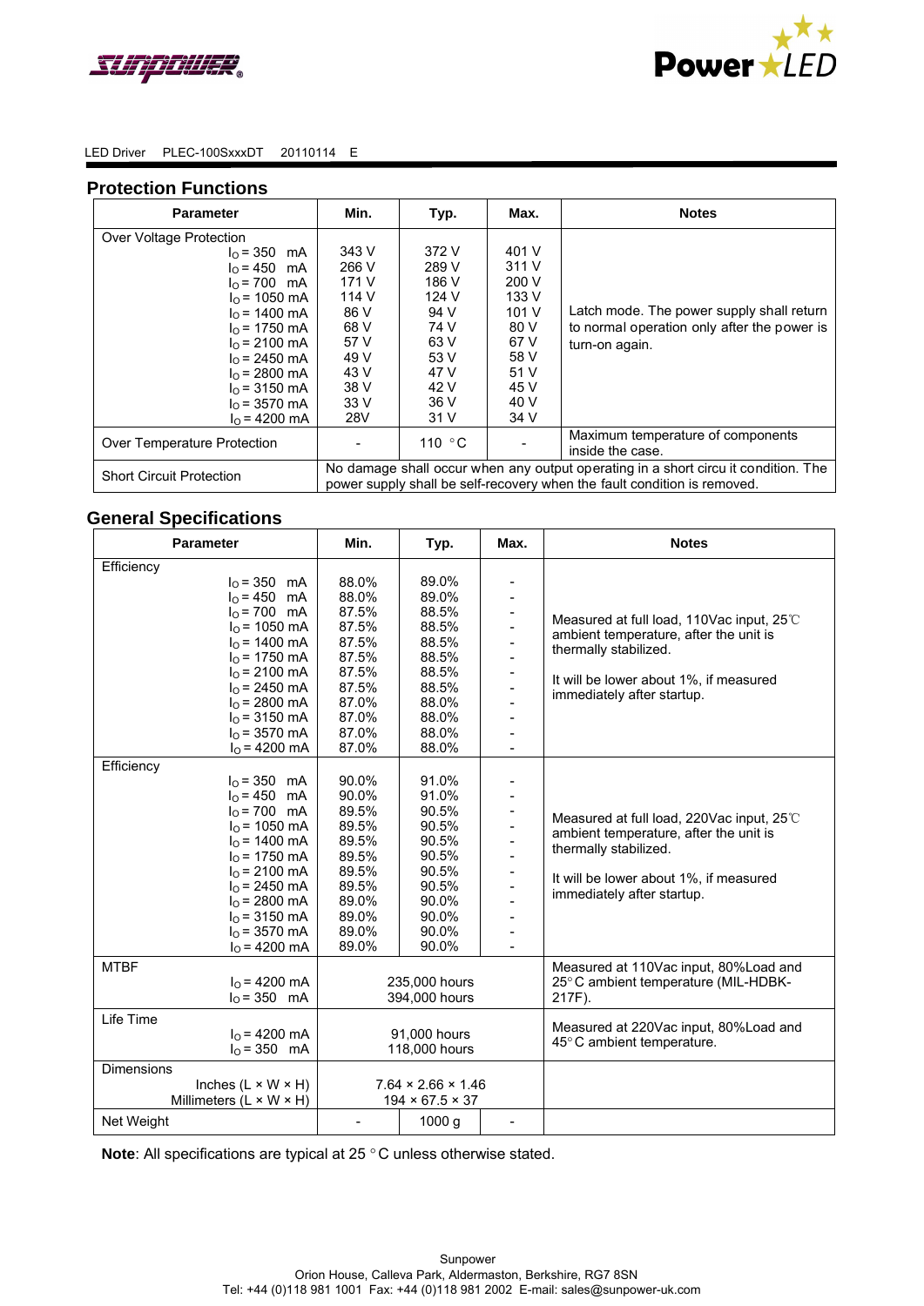LED Driver PLEC-100SxxxDT 20110114 E

## Protection Functions

| Parameter | Min. | Typ. | Max. | Notes |
|---|---|---|---|---|
| Over Voltage Protection | | | | |
| $I_O$ = 350 mA | 343 V | 372 V | 401 V | Latch mode. The power supply shall return to normal operation only after the power is turn-on again. |
| $I_O$ = 450 mA | 266 V | 289 V | 311 V | |
| $I_O$ = 700 mA | 171 V | 186 V | 200 V | |
| $I_O$ = 1050 mA | 114 V | 124 V | 133 V | |
| $I_O$ = 1400 mA | 86 V | 94 V | 101 V | |
| $I_O$ = 1750 mA | 68 V | 74 V | 80 V | |
| $I_O$ = 2100 mA | 57 V | 63 V | 67 V | |
| $I_O$ = 2450 mA | 49 V | 53 V | 58 V | |
| $I_O$ = 2800 mA | 43 V | 47 V | 51 V | |
| $I_O$ = 3150 mA | 38 V | 42 V | 45 V | |
| $I_O$ = 3570 mA | 33 V | 36 V | 40 V | |
| $I_O$ = 4200 mA | 28V | 31 V | 34 V | |
| Over Temperature Protection | - | 110 °C | - | Maximum temperature of components inside the case. |
| Short Circuit Protection | No damage shall occur when any output operating in a short circu it condition. The power supply shall be self-recovery when the fault condition is removed. | | | |

## General Specifications

| Parameter | Min. | Typ. | Max. | Notes |
|---|---|---|---|---|
| Efficiency | | | | |
| $I_O$ = 350 mA | 88.0% | 89.0% | - | Measured at full load, 110Vac input, 25℃ ambient temperature, after the unit is thermally stabilized. It will be lower about 1%, if measured immediately after startup. |
| $I_O$ = 450 mA | 88.0% | 89.0% | - | |
| $I_O$ = 700 mA | 87.5% | 88.5% | - | |
| $I_O$ = 1050 mA | 87.5% | 88.5% | - | |
| $I_O$ = 1400 mA | 87.5% | 88.5% | - | |
| $I_O$ = 1750 mA | 87.5% | 88.5% | - | |
| $I_O$ = 2100 mA | 87.5% | 88.5% | - | |
| $I_O$ = 2450 mA | 87.5% | 88.5% | - | |
| $I_O$ = 2800 mA | 87.0% | 88.0% | - | |
| $I_O$ = 3150 mA | 87.0% | 88.0% | - | |
| $I_O$ = 3570 mA | 87.0% | 88.0% | - | |
| $I_O$ = 4200 mA | 87.0% | 88.0% | - | |
| Efficiency | | | | |
| $I_O$ = 350 mA | 90.0% | 91.0% | - | Measured at full load, 220Vac input, 25℃ ambient temperature, after the unit is thermally stabilized. It will be lower about 1%, if measured immediately after startup. |
| $I_O$ = 450 mA | 90.0% | 91.0% | - | |
| $I_O$ = 700 mA | 89.5% | 90.5% | - | |
| $I_O$ = 1050 mA | 89.5% | 90.5% | - | |
| $I_O$ = 1400 mA | 89.5% | 90.5% | - | |
| $I_O$ = 1750 mA | 89.5% | 90.5% | - | |
| $I_O$ = 2100 mA | 89.5% | 90.5% | - | |
| $I_O$ = 2450 mA | 89.5% | 90.5% | - | |
| $I_O$ = 2800 mA | 89.0% | 90.0% | - | |
| $I_O$ = 3150 mA | 89.0% | 90.0% | - | |
| $I_O$ = 3570 mA | 89.0% | 90.0% | - | |
| $I_O$ = 4200 mA | 89.0% | 90.0% | - | |
| MTBF | | | | Measured at 110Vac input, 80%Load and 25°C ambient temperature (MIL-HDBK-217F). |
| $I_O$ = 4200 mA | 235,000 hours | | | |
| $I_O$ = 350 mA | 394,000 hours | | | |
| Life Time | | | | Measured at 220Vac input, 80%Load and 45°C ambient temperature. |
| $I_O$ = 4200 mA | 91,000 hours | | | |
| $I_O$ = 350 mA | 118,000 hours | | | |
| Dimensions | | | | |
| Inches (L × W × H) | 7.64 × 2.66 × 1.46 | | | |
| Millimeters (L × W × H) | 194 × 67.5 × 37 | | | |
| Net Weight | - | 1000 g | - | |

**Note**: All specifications are typical at 25 °C unless otherwise stated.

Sunpower
Orion House, Calleva Park, Aldermaston, Berkshire, RG7 8SN
Tel: +44 (0)118 981 1001 Fax: +44 (0)118 981 2002 E-mail: sales@sunpower-uk.com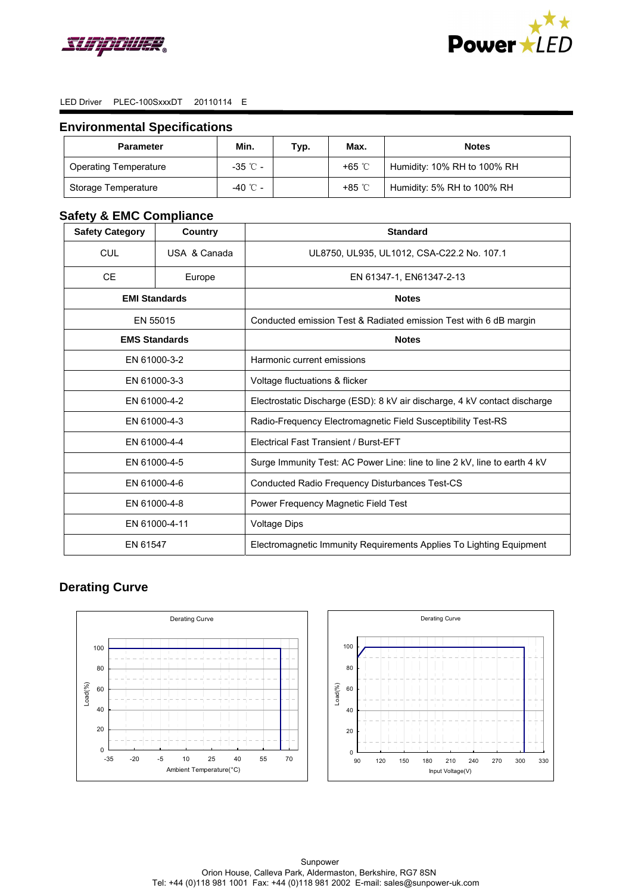LED Driver PLEC-100SxxxDT 20110114 E

## Environmental Specifications

| Parameter | Min. | Typ. | Max. | Notes |
|---|---|---|---|---|
| Operating Temperature | -35 ℃ - | | +65 ℃ | Humidity: 10% RH to 100% RH |
| Storage Temperature | -40 ℃ - | | +85 ℃ | Humidity: 5% RH to 100% RH |

## Safety & EMC Compliance

| Safety Category | Country | Standard |
|---|---|---|
| CUL | USA & Canada | UL8750, UL935, UL1012, CSA-C22.2 No. 107.1 |
| CE | Europe | EN 61347-1, EN61347-2-13 |
| **EMI Standards** | | **Notes** |
| EN 55015 | | Conducted emission Test & Radiated emission Test with 6 dB margin |
| **EMS Standards** | | **Notes** |
| EN 61000-3-2 | | Harmonic current emissions |
| EN 61000-3-3 | | Voltage fluctuations & flicker |
| EN 61000-4-2 | | Electrostatic Discharge (ESD): 8 kV air discharge, 4 kV contact discharge |
| EN 61000-4-3 | | Radio-Frequency Electromagnetic Field Susceptibility Test-RS |
| EN 61000-4-4 | | Electrical Fast Transient / Burst-EFT |
| EN 61000-4-5 | | Surge Immunity Test: AC Power Line: line to line 2 kV, line to earth 4 kV |
| EN 61000-4-6 | | Conducted Radio Frequency Disturbances Test-CS |
| EN 61000-4-8 | | Power Frequency Magnetic Field Test |
| EN 61000-4-11 | | Voltage Dips |
| EN 61547 | | Electromagnetic Immunity Requirements Applies To Lighting Equipment |

## Derating Curve

Derating Curve (Load(%) vs Ambient Temperature(°C))

Derating Curve (Load(%) vs Input Voltage(V))

Sunpower
Orion House, Calleva Park, Aldermaston, Berkshire, RG7 8SN
Tel: +44 (0)118 981 1001 Fax: +44 (0)118 981 2002 E-mail: sales@sunpower-uk.com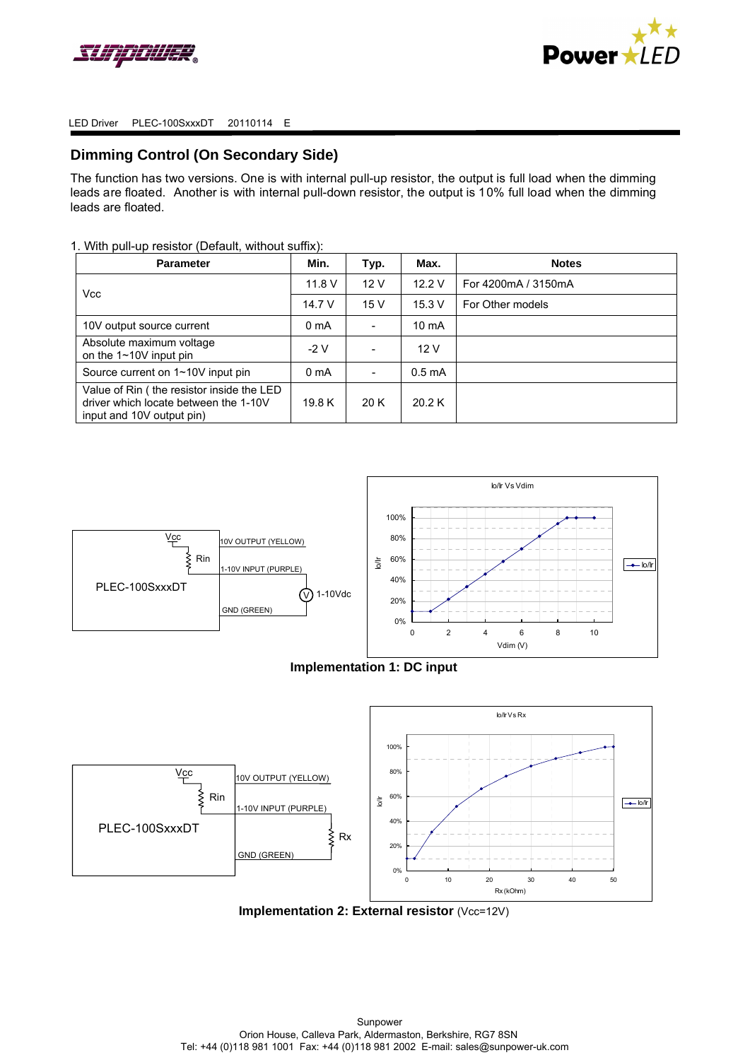## Dimming Control (On Secondary Side)

The function has two versions. One is with internal pull-up resistor, the output is full load when the dimming leads are floated. Another is with internal pull-down resistor, the output is 10% full load when the dimming leads are floated.

1. With pull-up resistor (Default, without suffix):

| Parameter | Min. | Typ. | Max. | Notes |
|---|---|---|---|---|
| Vcc | 11.8 V | 12 V | 12.2 V | For 4200mA / 3150mA |
| | 14.7 V | 15 V | 15.3 V | For Other models |
| 10V output source current | 0 mA | - | 10 mA | |
| Absolute maximum voltage on the 1~10V input pin | -2 V | - | 12 V | |
| Source current on 1~10V input pin | 0 mA | - | 0.5 mA | |
| Value of Rin ( the resistor inside the LED driver which locate between the 1-10V input and 10V output pin) | 19.8 K | 20 K | 20.2 K | |

**Implementation 1: DC input**

**Implementation 2: External resistor** (Vcc=12V)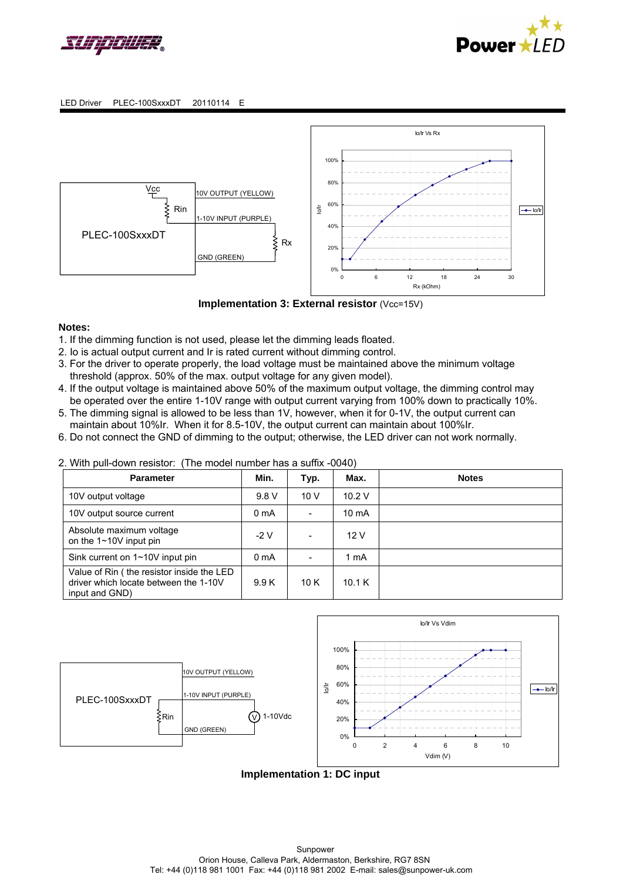LED Driver PLEC-100SxxxDT 20110114 E

**Implementation 3: External resistor** (Vcc=15V)

**Notes:**

1. If the dimming function is not used, please let the dimming leads floated.
2. Io is actual output current and Ir is rated current without dimming control.
3. For the driver to operate properly, the load voltage must be maintained above the minimum voltage threshold (approx. 50% of the max. output voltage for any given model).
4. If the output voltage is maintained above 50% of the maximum output voltage, the dimming control may be operated over the entire 1-10V range with output current varying from 100% down to practically 10%.
5. The dimming signal is allowed to be less than 1V, however, when it for 0-1V, the output current can maintain about 10%Ir. When it for 8.5-10V, the output current can maintain about 100%Ir.
6. Do not connect the GND of dimming to the output; otherwise, the LED driver can not work normally.

2. With pull-down resistor: (The model number has a suffix -0040)

| Parameter | Min. | Typ. | Max. | Notes |
|---|---|---|---|---|
| 10V output voltage | 9.8 V | 10 V | 10.2 V | |
| 10V output source current | 0 mA | - | 10 mA | |
| Absolute maximum voltage on the 1~10V input pin | -2 V | - | 12 V | |
| Sink current on 1~10V input pin | 0 mA | - | 1 mA | |
| Value of Rin ( the resistor inside the LED driver which locate between the 1-10V input and GND) | 9.9 K | 10 K | 10.1 K | |

**Implementation 1: DC input**

Sunpower
Orion House, Calleva Park, Aldermaston, Berkshire, RG7 8SN
Tel: +44 (0)118 981 1001 Fax: +44 (0)118 981 2002 E-mail: sales@sunpower-uk.com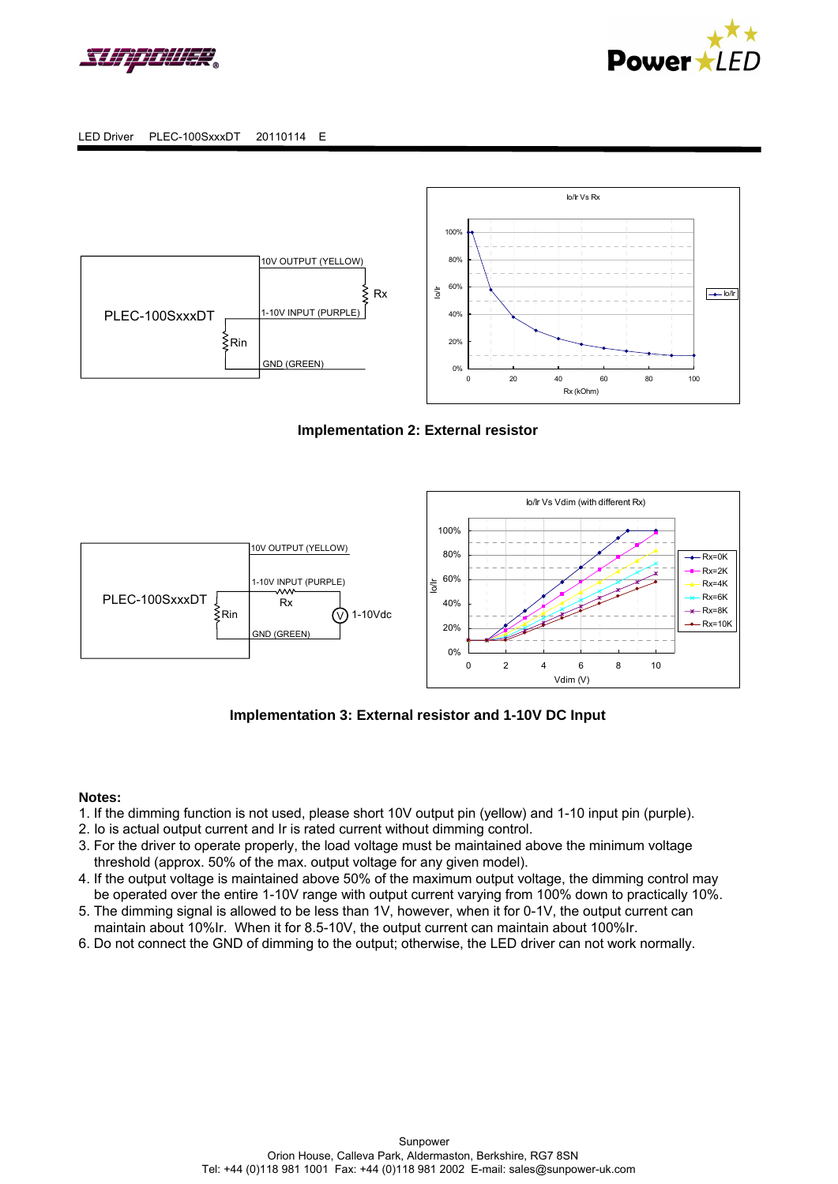**Implementation 2: External resistor**

**Implementation 3: External resistor and 1-10V DC Input**

**Notes:**

1. If the dimming function is not used, please short 10V output pin (yellow) and 1-10 input pin (purple).
2. Io is actual output current and Ir is rated current without dimming control.
3. For the driver to operate properly, the load voltage must be maintained above the minimum voltage threshold (approx. 50% of the max. output voltage for any given model).
4. If the output voltage is maintained above 50% of the maximum output voltage, the dimming control may be operated over the entire 1-10V range with output current varying from 100% down to practically 10%.
5. The dimming signal is allowed to be less than 1V, however, when it for 0-1V, the output current can maintain about 10%Ir. When it for 8.5-10V, the output current can maintain about 100%Ir.
6. Do not connect the GND of dimming to the output; otherwise, the LED driver can not work normally.

Sunpower
Orion House, Calleva Park, Aldermaston, Berkshire, RG7 8SN
Tel: +44 (0)118 981 1001 Fax: +44 (0)118 981 2002 E-mail: sales@sunpower-uk.com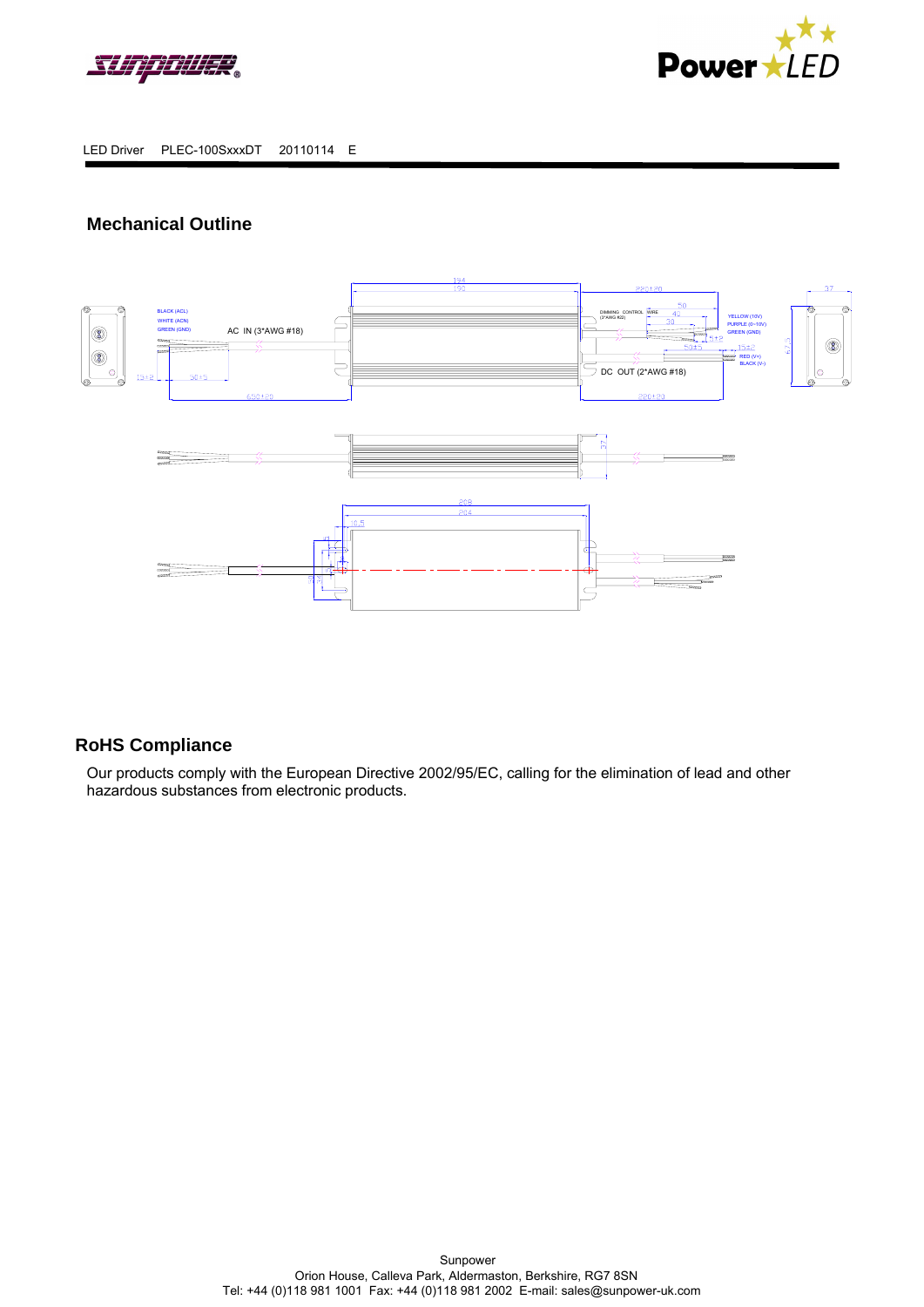## Mechanical Outline

## RoHS Compliance

Our products comply with the European Directive 2002/95/EC, calling for the elimination of lead and other hazardous substances from electronic products.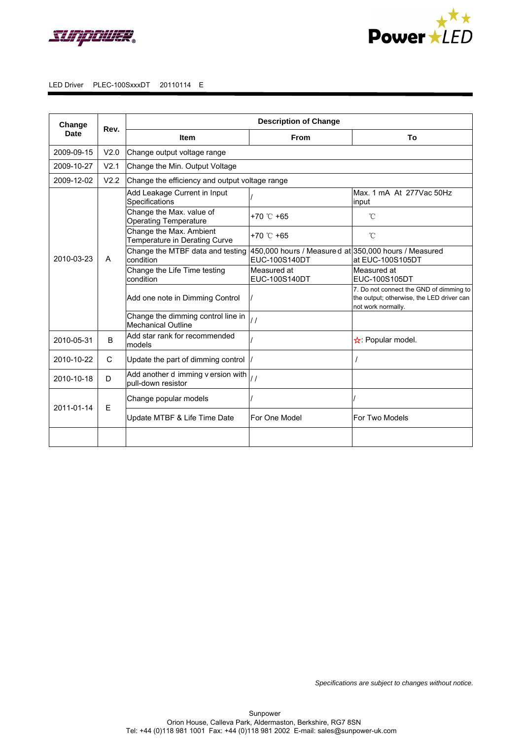LED Driver PLEC-100SxxxDT 20110114 E

| Change Date | Rev. | Description of Change | | |
|---|---|---|---|---|
| | | Item | From | To |
| 2009-09-15 | V2.0 | Change output voltage range | | |
| 2009-10-27 | V2.1 | Change the Min. Output Voltage | | |
| 2009-12-02 | V2.2 | Change the efficiency and output voltage range | | |
| 2010-03-23 | A | Add Leakage Current in Input Specifications | / | Max. 1 mA At 277Vac 50Hz input |
| | | Change the Max. value of Operating Temperature | +70 ℃ +65 | ℃ |
| | | Change the Max. Ambient Temperature in Derating Curve | +70 ℃ +65 | ℃ |
| | | Change the MTBF data and testing condition | 450,000 hours / Measured at EUC-100S140DT | 350,000 hours / Measured at EUC-100S105DT |
| | | Change the Life Time testing condition | Measured at EUC-100S140DT | Measured at EUC-100S105DT |
| | | Add one note in Dimming Control | / | 7. Do not connect the GND of dimming to the output; otherwise, the LED driver can not work normally. |
| | | Change the dimming control line in Mechanical Outline | / / | |
| 2010-05-31 | B | Add star rank for recommended models | / | ☆: Popular model. |
| 2010-10-22 | C | Update the part of dimming control | / | / |
| 2010-10-18 | D | Add another dimming version with pull-down resistor | / / | |
| 2011-01-14 | E | Change popular models | / | / |
| | | Update MTBF & Life Time Date | For One Model | For Two Models |
| | | | | |

*Specifications are subject to changes without notice.*

Sunpower
Orion House, Calleva Park, Aldermaston, Berkshire, RG7 8SN
Tel: +44 (0)118 981 1001 Fax: +44 (0)118 981 2002 E-mail: sales@sunpower-uk.com